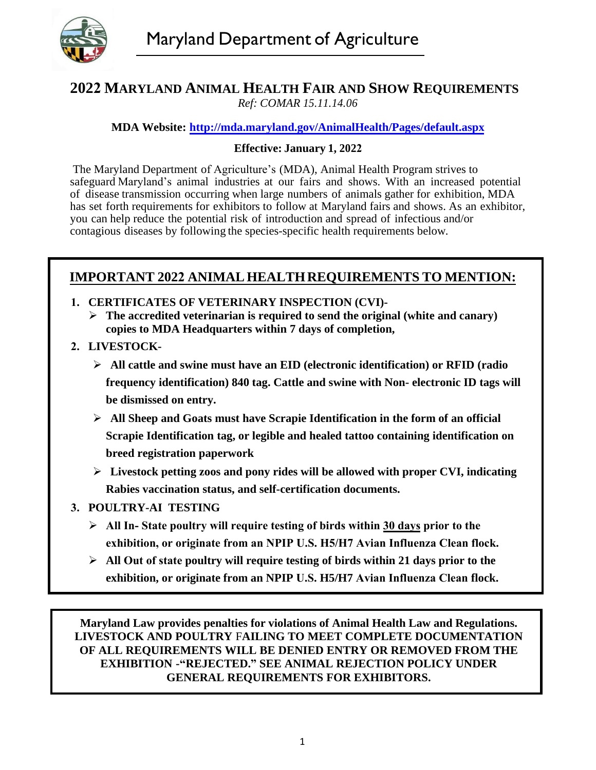# Maryland Department of Agriculture

## 2022 MARYLAND ANIMAL HEALTH FAIR AND SHOW REQUIREMENTS

*Ref: COMAR 15.11.14.06*

**MDA Website: http://mda.maryland.gov/AnimalHealth/Pages/default.aspx**

**Effective: January 1, 2022**

The Maryland Department of Agriculture's (MDA), Animal Health Program strives to safeguard Maryland's animal industries at our fairs and shows. With an increased potential of disease transmission occurring when large numbers of animals gather for exhibition, MDA has set forth requirements for exhibitors to follow at Maryland fairs and shows. As an exhibitor, you can help reduce the potential risk of introduction and spread of infectious and/or contagious diseases by following the species-specific health requirements below.

### IMPORTANT 2022 ANIMAL HEALTH REQUIREMENTS TO MENTION:

1. **CERTIFICATES OF VETERINARY INSPECTION (CVI)-**
   - **The accredited veterinarian is required to send the original (white and canary) copies to MDA Headquarters within 7 days of completion,**
2. **LIVESTOCK-**
   - **All cattle and swine must have an EID (electronic identification) or RFID (radio frequency identification) 840 tag. Cattle and swine with Non- electronic ID tags will be dismissed on entry.**
   - **All Sheep and Goats must have Scrapie Identification in the form of an official Scrapie Identification tag, or legible and healed tattoo containing identification on breed registration paperwork**
   - **Livestock petting zoos and pony rides will be allowed with proper CVI, indicating Rabies vaccination status, and self-certification documents.**
3. **POULTRY-AI TESTING**
   - **All In- State poultry will require testing of birds within 30 days prior to the exhibition, or originate from an NPIP U.S. H5/H7 Avian Influenza Clean flock.**
   - **All Out of state poultry will require testing of birds within 21 days prior to the exhibition, or originate from an NPIP U.S. H5/H7 Avian Influenza Clean flock.**

**Maryland Law provides penalties for violations of Animal Health Law and Regulations. LIVESTOCK AND POULTRY FAILING TO MEET COMPLETE DOCUMENTATION OF ALL REQUIREMENTS WILL BE DENIED ENTRY OR REMOVED FROM THE EXHIBITION -"REJECTED." SEE ANIMAL REJECTION POLICY UNDER GENERAL REQUIREMENTS FOR EXHIBITORS.**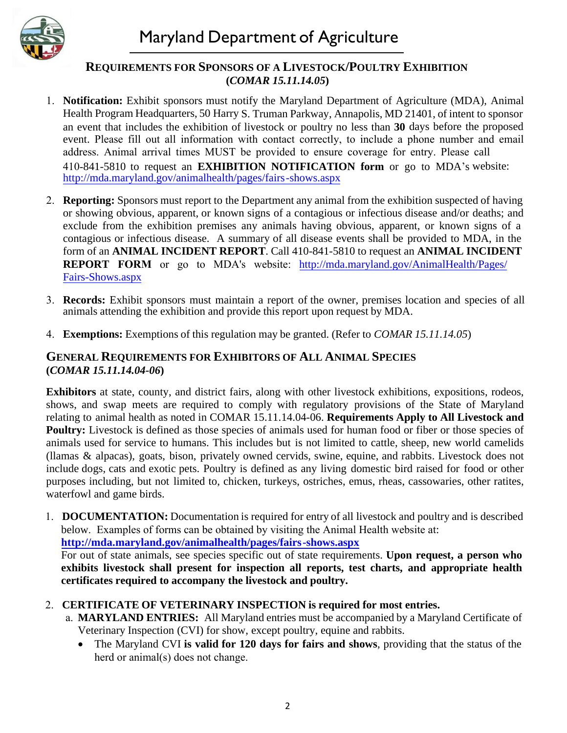# Maryland Department of Agriculture

## REQUIREMENTS FOR SPONSORS OF A LIVESTOCK/POULTRY EXHIBITION (*COMAR 15.11.14.05*)

1. **Notification:** Exhibit sponsors must notify the Maryland Department of Agriculture (MDA), Animal Health Program Headquarters, 50 Harry S. Truman Parkway, Annapolis, MD 21401, of intent to sponsor an event that includes the exhibition of livestock or poultry no less than **30** days before the proposed event. Please fill out all information with contact correctly, to include a phone number and email address. Animal arrival times MUST be provided to ensure coverage for entry. Please call 410-841-5810 to request an **EXHIBITION NOTIFICATION form** or go to MDA's website: http://mda.maryland.gov/animalhealth/pages/fairs-shows.aspx
2. **Reporting:** Sponsors must report to the Department any animal from the exhibition suspected of having or showing obvious, apparent, or known signs of a contagious or infectious disease and/or deaths; and exclude from the exhibition premises any animals having obvious, apparent, or known signs of a contagious or infectious disease. A summary of all disease events shall be provided to MDA, in the form of an **ANIMAL INCIDENT REPORT**. Call 410-841-5810 to request an **ANIMAL INCIDENT REPORT FORM** or go to MDA's website: http://mda.maryland.gov/AnimalHealth/Pages/Fairs-Shows.aspx
3. **Records:** Exhibit sponsors must maintain a report of the owner, premises location and species of all animals attending the exhibition and provide this report upon request by MDA.
4. **Exemptions:** Exemptions of this regulation may be granted. (Refer to *COMAR 15.11.14.05*)

## GENERAL REQUIREMENTS FOR EXHIBITORS OF ALL ANIMAL SPECIES (*COMAR 15.11.14.04-06*)

**Exhibitors** at state, county, and district fairs, along with other livestock exhibitions, expositions, rodeos, shows, and swap meets are required to comply with regulatory provisions of the State of Maryland relating to animal health as noted in COMAR 15.11.14.04-06. **Requirements Apply to All Livestock and Poultry:** Livestock is defined as those species of animals used for human food or fiber or those species of animals used for service to humans. This includes but is not limited to cattle, sheep, new world camelids (llamas & alpacas), goats, bison, privately owned cervids, swine, equine, and rabbits. Livestock does not include dogs, cats and exotic pets. Poultry is defined as any living domestic bird raised for food or other purposes including, but not limited to, chicken, turkeys, ostriches, emus, rheas, cassowaries, other ratites, waterfowl and game birds.

1. **DOCUMENTATION:** Documentation is required for entry of all livestock and poultry and is described below. Examples of forms can be obtained by visiting the Animal Health website at: **http://mda.maryland.gov/animalhealth/pages/fairs-shows.aspx**
   For out of state animals, see species specific out of state requirements. **Upon request, a person who exhibits livestock shall present for inspection all reports, test charts, and appropriate health certificates required to accompany the livestock and poultry.**
2. **CERTIFICATE OF VETERINARY INSPECTION is required for most entries.**
   a. **MARYLAND ENTRIES:** All Maryland entries must be accompanied by a Maryland Certificate of Veterinary Inspection (CVI) for show, except poultry, equine and rabbits.
      - The Maryland CVI **is valid for 120 days for fairs and shows**, providing that the status of the herd or animal(s) does not change.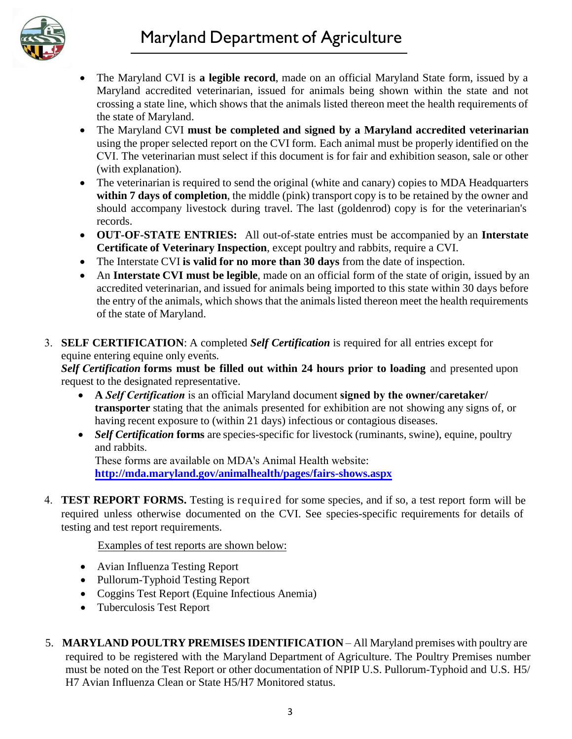- The Maryland CVI is **a legible record**, made on an official Maryland State form, issued by a Maryland accredited veterinarian, issued for animals being shown within the state and not crossing a state line, which shows that the animals listed thereon meet the health requirements of the state of Maryland.
- The Maryland CVI **must be completed and signed by a Maryland accredited veterinarian** using the proper selected report on the CVI form. Each animal must be properly identified on the CVI. The veterinarian must select if this document is for fair and exhibition season, sale or other (with explanation).
- The veterinarian is required to send the original (white and canary) copies to MDA Headquarters **within 7 days of completion**, the middle (pink) transport copy is to be retained by the owner and should accompany livestock during travel. The last (goldenrod) copy is for the veterinarian's records.
- **OUT-OF-STATE ENTRIES:** All out-of-state entries must be accompanied by an **Interstate Certificate of Veterinary Inspection**, except poultry and rabbits, require a CVI.
- The Interstate CVI **is valid for no more than 30 days** from the date of inspection.
- An **Interstate CVI must be legible**, made on an official form of the state of origin, issued by an accredited veterinarian, and issued for animals being imported to this state within 30 days before the entry of the animals, which shows that the animals listed thereon meet the health requirements of the state of Maryland.

3. **SELF CERTIFICATION**: A completed ***Self Certification*** is required for all entries except for equine entering equine only events.
   ***Self Certification*** **forms must be filled out within 24 hours prior to loading** and presented upon request to the designated representative.
   - **A** ***Self Certification*** is an official Maryland document **signed by the owner/caretaker/ transporter** stating that the animals presented for exhibition are not showing any signs of, or having recent exposure to (within 21 days) infectious or contagious diseases.
   - ***Self Certification*** **forms** are species-specific for livestock (ruminants, swine), equine, poultry and rabbits.
     These forms are available on MDA's Animal Health website:
     **http://mda.maryland.gov/animalhealth/pages/fairs-shows.aspx**

4. **TEST REPORT FORMS.** Testing is required for some species, and if so, a test report form will be required unless otherwise documented on the CVI. See species-specific requirements for details of testing and test report requirements.

   Examples of test reports are shown below:

   - Avian Influenza Testing Report
   - Pullorum-Typhoid Testing Report
   - Coggins Test Report (Equine Infectious Anemia)
   - Tuberculosis Test Report

5. **MARYLAND POULTRY PREMISES IDENTIFICATION** – All Maryland premises with poultry are required to be registered with the Maryland Department of Agriculture. The Poultry Premises number must be noted on the Test Report or other documentation of NPIP U.S. Pullorum-Typhoid and U.S. H5/ H7 Avian Influenza Clean or State H5/H7 Monitored status.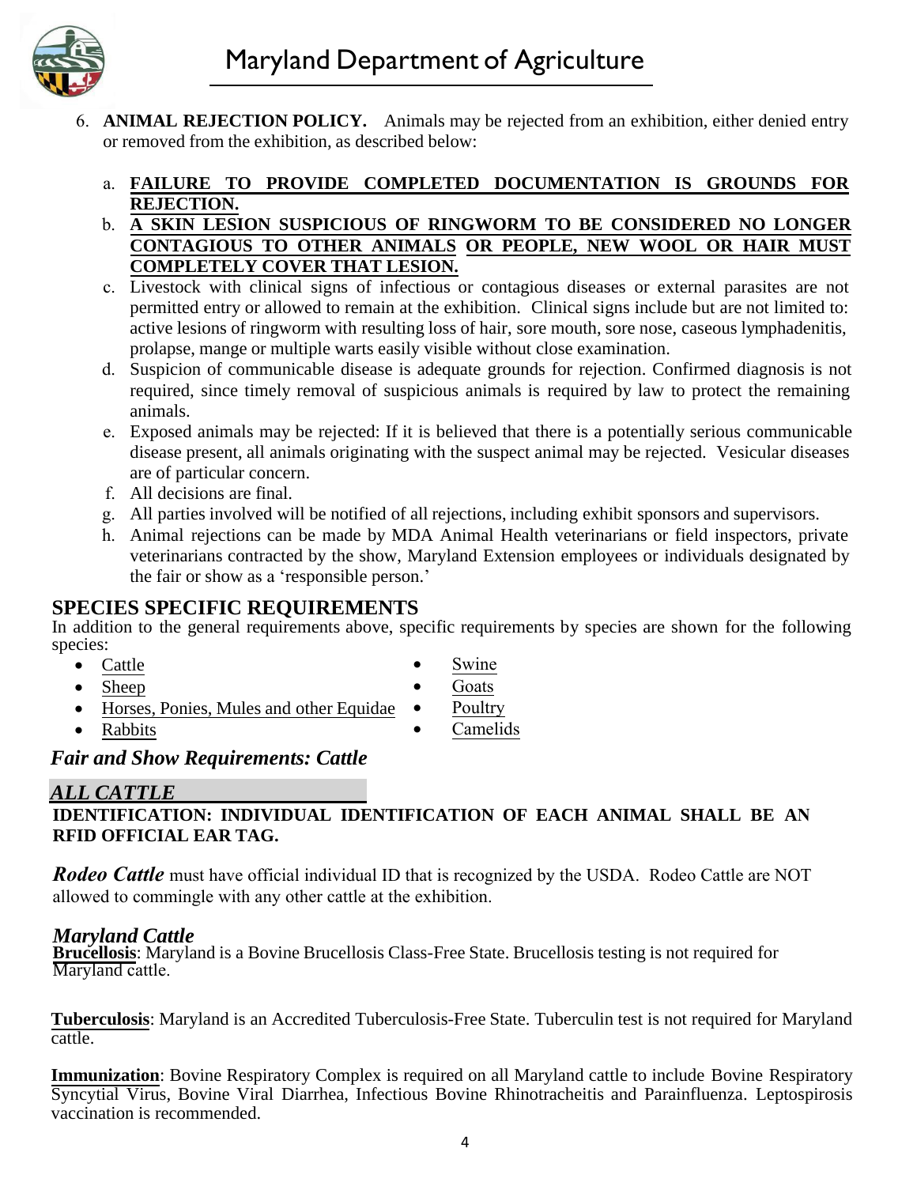6. **ANIMAL REJECTION POLICY.** Animals may be rejected from an exhibition, either denied entry or removed from the exhibition, as described below:

   a. **FAILURE TO PROVIDE COMPLETED DOCUMENTATION IS GROUNDS FOR REJECTION.**
   b. **A SKIN LESION SUSPICIOUS OF RINGWORM TO BE CONSIDERED NO LONGER CONTAGIOUS TO OTHER ANIMALS OR PEOPLE, NEW WOOL OR HAIR MUST COMPLETELY COVER THAT LESION.**
   c. Livestock with clinical signs of infectious or contagious diseases or external parasites are not permitted entry or allowed to remain at the exhibition. Clinical signs include but are not limited to: active lesions of ringworm with resulting loss of hair, sore mouth, sore nose, caseous lymphadenitis, prolapse, mange or multiple warts easily visible without close examination.
   d. Suspicion of communicable disease is adequate grounds for rejection. Confirmed diagnosis is not required, since timely removal of suspicious animals is required by law to protect the remaining animals.
   e. Exposed animals may be rejected: If it is believed that there is a potentially serious communicable disease present, all animals originating with the suspect animal may be rejected. Vesicular diseases are of particular concern.
   f. All decisions are final.
   g. All parties involved will be notified of all rejections, including exhibit sponsors and supervisors.
   h. Animal rejections can be made by MDA Animal Health veterinarians or field inspectors, private veterinarians contracted by the show, Maryland Extension employees or individuals designated by the fair or show as a 'responsible person.'

## SPECIES SPECIFIC REQUIREMENTS

In addition to the general requirements above, specific requirements by species are shown for the following species:

- Cattle
- Sheep
- Horses, Ponies, Mules and other Equidae
- Rabbits
- Swine
- Goats
- Poultry
- Camelids

### *Fair and Show Requirements: Cattle*

#### *ALL CATTLE*

**IDENTIFICATION: INDIVIDUAL IDENTIFICATION OF EACH ANIMAL SHALL BE AN RFID OFFICIAL EAR TAG.**

***Rodeo Cattle*** must have official individual ID that is recognized by the USDA. Rodeo Cattle are NOT allowed to commingle with any other cattle at the exhibition.

#### *Maryland Cattle*

**Brucellosis**: Maryland is a Bovine Brucellosis Class-Free State. Brucellosis testing is not required for Maryland cattle.

**Tuberculosis**: Maryland is an Accredited Tuberculosis-Free State. Tuberculin test is not required for Maryland cattle.

**Immunization**: Bovine Respiratory Complex is required on all Maryland cattle to include Bovine Respiratory Syncytial Virus, Bovine Viral Diarrhea, Infectious Bovine Rhinotracheitis and Parainfluenza. Leptospirosis vaccination is recommended.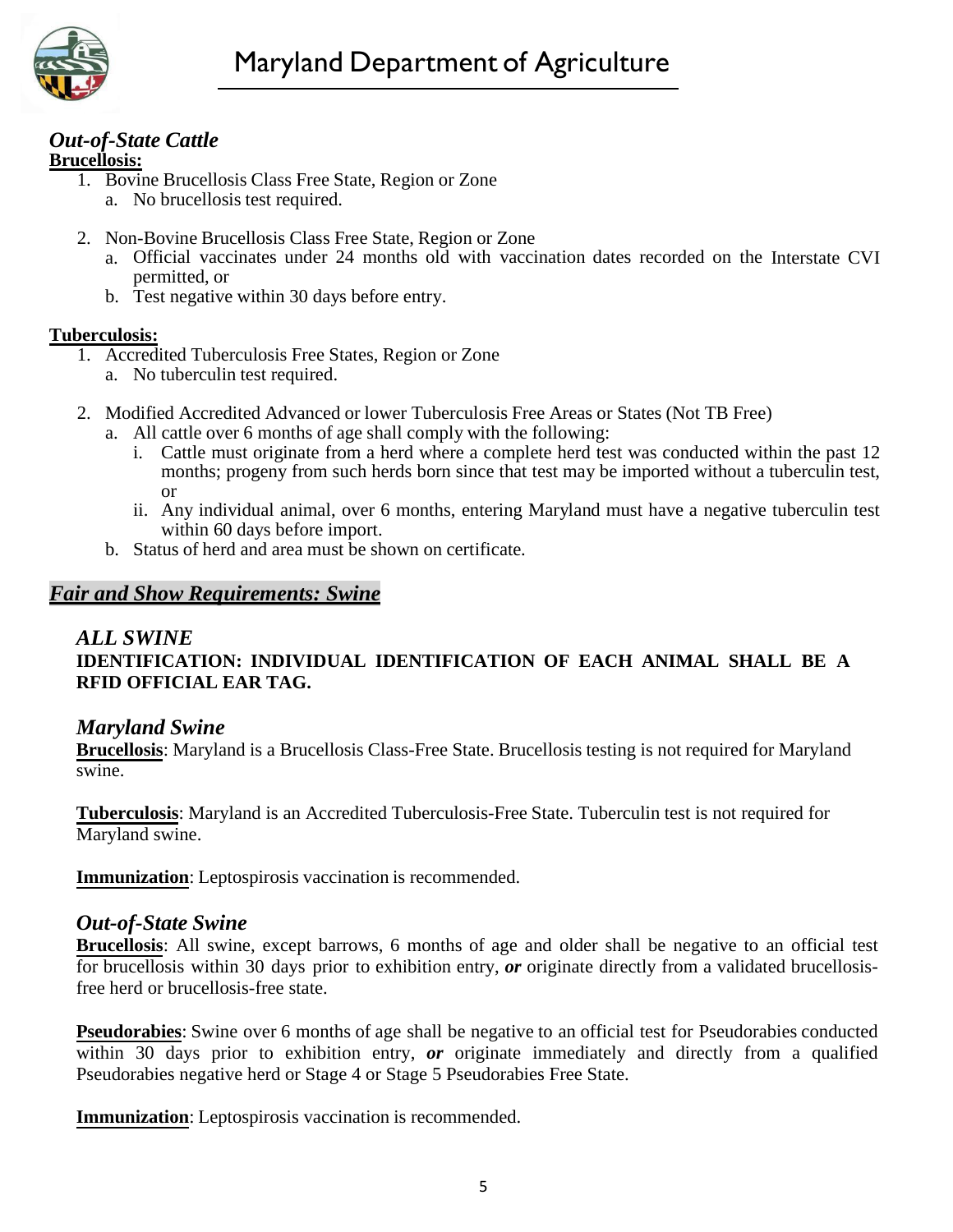### *Out-of-State Cattle*

**Brucellosis:**

1. Bovine Brucellosis Class Free State, Region or Zone
    a. No brucellosis test required.

2. Non-Bovine Brucellosis Class Free State, Region or Zone
    a. Official vaccinates under 24 months old with vaccination dates recorded on the Interstate CVI permitted, or
    b. Test negative within 30 days before entry.

**Tuberculosis:**

1. Accredited Tuberculosis Free States, Region or Zone
    a. No tuberculin test required.

2. Modified Accredited Advanced or lower Tuberculosis Free Areas or States (Not TB Free)
    a. All cattle over 6 months of age shall comply with the following:
        i. Cattle must originate from a herd where a complete herd test was conducted within the past 12 months; progeny from such herds born since that test may be imported without a tuberculin test, or
        ii. Any individual animal, over 6 months, entering Maryland must have a negative tuberculin test within 60 days before import.
    b. Status of herd and area must be shown on certificate.

## ***Fair and Show Requirements: Swine***

### *ALL SWINE*

**IDENTIFICATION: INDIVIDUAL IDENTIFICATION OF EACH ANIMAL SHALL BE A RFID OFFICIAL EAR TAG.**

### *Maryland Swine*

**Brucellosis**: Maryland is a Brucellosis Class-Free State. Brucellosis testing is not required for Maryland swine.

**Tuberculosis**: Maryland is an Accredited Tuberculosis-Free State. Tuberculin test is not required for Maryland swine.

**Immunization**: Leptospirosis vaccination is recommended.

### *Out-of-State Swine*

**Brucellosis**: All swine, except barrows, 6 months of age and older shall be negative to an official test for brucellosis within 30 days prior to exhibition entry, ***or*** originate directly from a validated brucellosis-free herd or brucellosis-free state.

**Pseudorabies**: Swine over 6 months of age shall be negative to an official test for Pseudorabies conducted within 30 days prior to exhibition entry, ***or*** originate immediately and directly from a qualified Pseudorabies negative herd or Stage 4 or Stage 5 Pseudorabies Free State.

**Immunization**: Leptospirosis vaccination is recommended.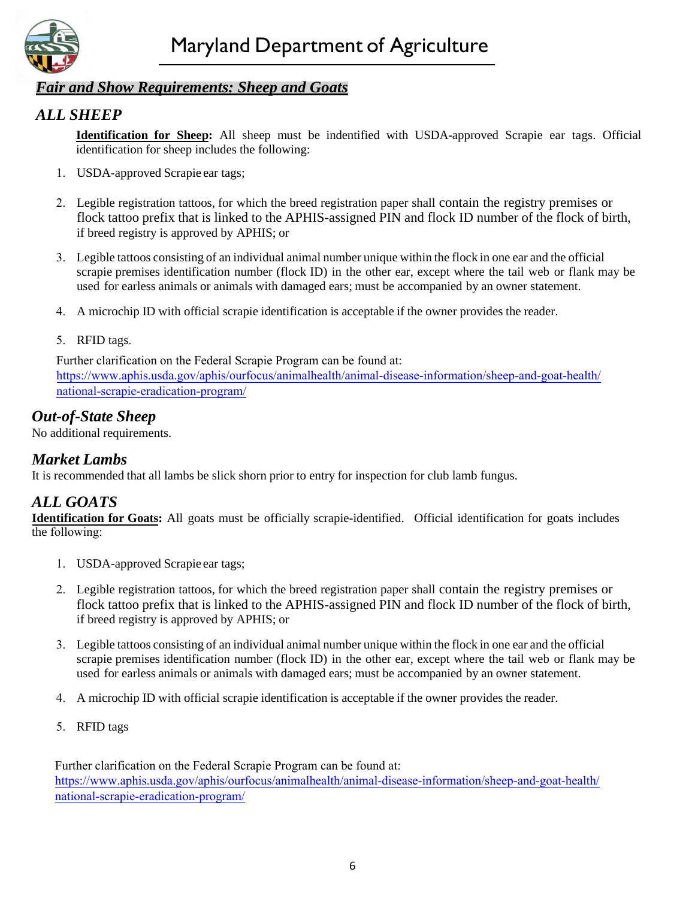# Maryland Department of Agriculture

## *Fair and Show Requirements: Sheep and Goats*

### *ALL SHEEP*

**Identification for Sheep:** All sheep must be indentified with USDA-approved Scrapie ear tags. Official identification for sheep includes the following:

1. USDA-approved Scrapie ear tags;
2. Legible registration tattoos, for which the breed registration paper shall contain the registry premises or flock tattoo prefix that is linked to the APHIS-assigned PIN and flock ID number of the flock of birth, if breed registry is approved by APHIS; or
3. Legible tattoos consisting of an individual animal number unique within the flock in one ear and the official scrapie premises identification number (flock ID) in the other ear, except where the tail web or flank may be used for earless animals or animals with damaged ears; must be accompanied by an owner statement.
4. A microchip ID with official scrapie identification is acceptable if the owner provides the reader.
5. RFID tags.

Further clarification on the Federal Scrapie Program can be found at:
https://www.aphis.usda.gov/aphis/ourfocus/animalhealth/animal-disease-information/sheep-and-goat-health/national-scrapie-eradication-program/

### *Out-of-State Sheep*

No additional requirements.

### *Market Lambs*

It is recommended that all lambs be slick shorn prior to entry for inspection for club lamb fungus.

### *ALL GOATS*

**Identification for Goats:** All goats must be officially scrapie-identified. Official identification for goats includes the following:

1. USDA-approved Scrapie ear tags;
2. Legible registration tattoos, for which the breed registration paper shall contain the registry premises or flock tattoo prefix that is linked to the APHIS-assigned PIN and flock ID number of the flock of birth, if breed registry is approved by APHIS; or
3. Legible tattoos consisting of an individual animal number unique within the flock in one ear and the official scrapie premises identification number (flock ID) in the other ear, except where the tail web or flank may be used for earless animals or animals with damaged ears; must be accompanied by an owner statement.
4. A microchip ID with official scrapie identification is acceptable if the owner provides the reader.
5. RFID tags

Further clarification on the Federal Scrapie Program can be found at:
https://www.aphis.usda.gov/aphis/ourfocus/animalhealth/animal-disease-information/sheep-and-goat-health/national-scrapie-eradication-program/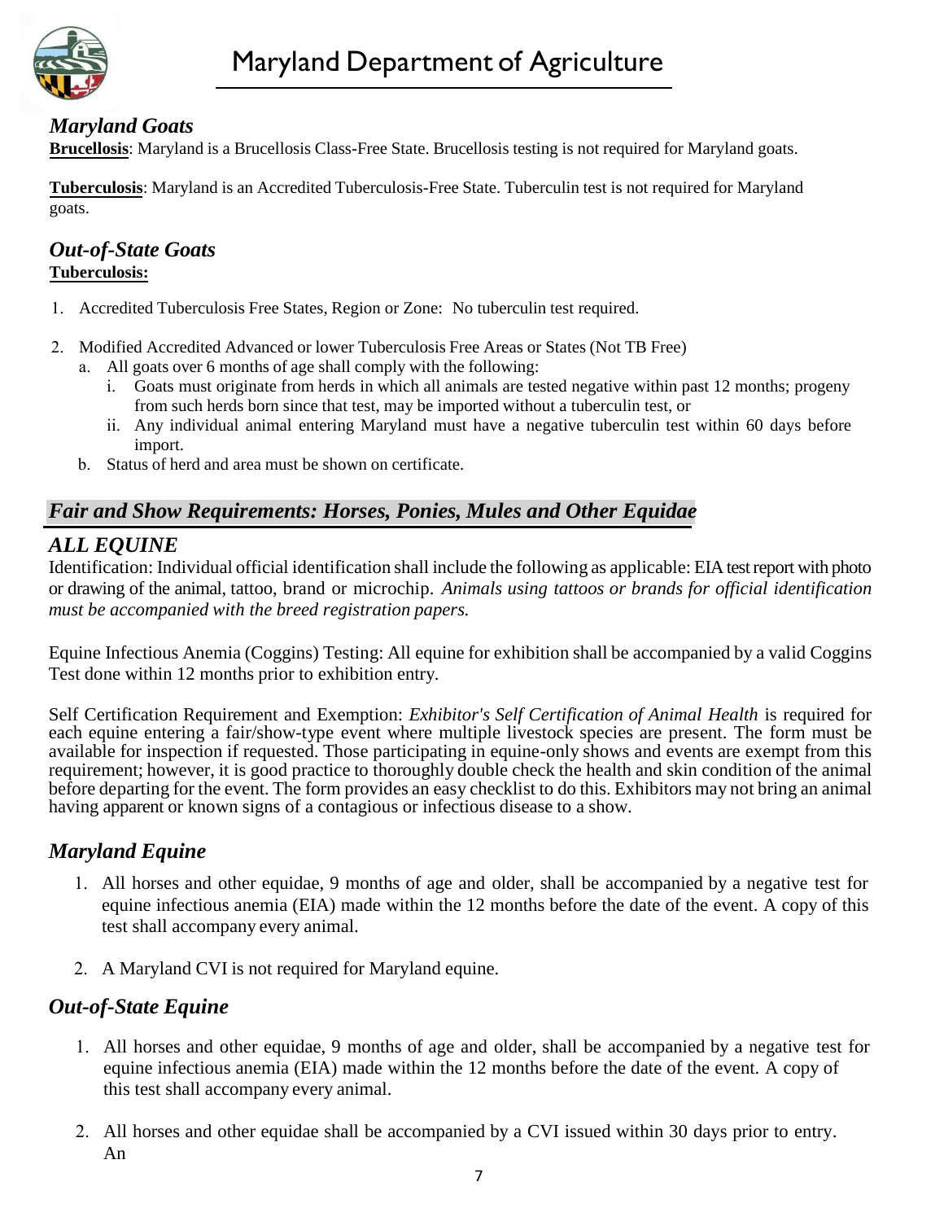## *Maryland Goats*

**Brucellosis**: Maryland is a Brucellosis Class-Free State. Brucellosis testing is not required for Maryland goats.

**Tuberculosis**: Maryland is an Accredited Tuberculosis-Free State. Tuberculin test is not required for Maryland goats.

## *Out-of-State Goats*

**Tuberculosis:**

1. Accredited Tuberculosis Free States, Region or Zone: No tuberculin test required.
2. Modified Accredited Advanced or lower Tuberculosis Free Areas or States (Not TB Free)
   a. All goats over 6 months of age shall comply with the following:
      i. Goats must originate from herds in which all animals are tested negative within past 12 months; progeny from such herds born since that test, may be imported without a tuberculin test, or
      ii. Any individual animal entering Maryland must have a negative tuberculin test within 60 days before import.
   b. Status of herd and area must be shown on certificate.

# *Fair and Show Requirements: Horses, Ponies, Mules and Other Equidae*

## *ALL EQUINE*

Identification: Individual official identification shall include the following as applicable: EIA test report with photo or drawing of the animal, tattoo, brand or microchip. *Animals using tattoos or brands for official identification must be accompanied with the breed registration papers.*

Equine Infectious Anemia (Coggins) Testing: All equine for exhibition shall be accompanied by a valid Coggins Test done within 12 months prior to exhibition entry.

Self Certification Requirement and Exemption: *Exhibitor's Self Certification of Animal Health* is required for each equine entering a fair/show-type event where multiple livestock species are present. The form must be available for inspection if requested. Those participating in equine-only shows and events are exempt from this requirement; however, it is good practice to thoroughly double check the health and skin condition of the animal before departing for the event. The form provides an easy checklist to do this. Exhibitors may not bring an animal having apparent or known signs of a contagious or infectious disease to a show.

## *Maryland Equine*

1. All horses and other equidae, 9 months of age and older, shall be accompanied by a negative test for equine infectious anemia (EIA) made within the 12 months before the date of the event. A copy of this test shall accompany every animal.
2. A Maryland CVI is not required for Maryland equine.

## *Out-of-State Equine*

1. All horses and other equidae, 9 months of age and older, shall be accompanied by a negative test for equine infectious anemia (EIA) made within the 12 months before the date of the event. A copy of this test shall accompany every animal.
2. All horses and other equidae shall be accompanied by a CVI issued within 30 days prior to entry. An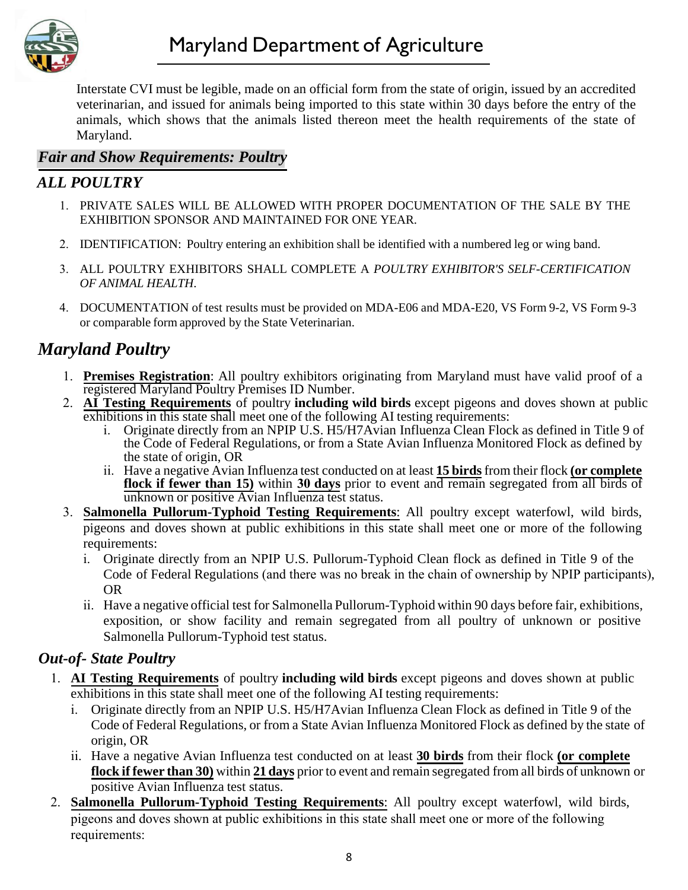Interstate CVI must be legible, made on an official form from the state of origin, issued by an accredited veterinarian, and issued for animals being imported to this state within 30 days before the entry of the animals, which shows that the animals listed thereon meet the health requirements of the state of Maryland.

## *Fair and Show Requirements: Poultry*

### *ALL POULTRY*

1. PRIVATE SALES WILL BE ALLOWED WITH PROPER DOCUMENTATION OF THE SALE BY THE EXHIBITION SPONSOR AND MAINTAINED FOR ONE YEAR.
2. IDENTIFICATION: Poultry entering an exhibition shall be identified with a numbered leg or wing band.
3. ALL POULTRY EXHIBITORS SHALL COMPLETE A *POULTRY EXHIBITOR'S SELF-CERTIFICATION OF ANIMAL HEALTH*.
4. DOCUMENTATION of test results must be provided on MDA-E06 and MDA-E20, VS Form 9-2, VS Form 9-3 or comparable form approved by the State Veterinarian.

## *Maryland Poultry*

1. **Premises Registration**: All poultry exhibitors originating from Maryland must have valid proof of a registered Maryland Poultry Premises ID Number.
2. **AI Testing Requirements** of poultry **including wild birds** except pigeons and doves shown at public exhibitions in this state shall meet one of the following AI testing requirements:
   i. Originate directly from an NPIP U.S. H5/H7Avian Influenza Clean Flock as defined in Title 9 of the Code of Federal Regulations, or from a State Avian Influenza Monitored Flock as defined by the state of origin, OR
   ii. Have a negative Avian Influenza test conducted on at least **15 birds** from their flock **(or complete flock if fewer than 15)** within **30 days** prior to event and remain segregated from all birds of unknown or positive Avian Influenza test status.
3. **Salmonella Pullorum-Typhoid Testing Requirements**: All poultry except waterfowl, wild birds, pigeons and doves shown at public exhibitions in this state shall meet one or more of the following requirements:
   i. Originate directly from an NPIP U.S. Pullorum-Typhoid Clean flock as defined in Title 9 of the Code of Federal Regulations (and there was no break in the chain of ownership by NPIP participants), OR
   ii. Have a negative official test for Salmonella Pullorum-Typhoid within 90 days before fair, exhibitions, exposition, or show facility and remain segregated from all poultry of unknown or positive Salmonella Pullorum-Typhoid test status.

### *Out-of- State Poultry*

1. **AI Testing Requirements** of poultry **including wild birds** except pigeons and doves shown at public exhibitions in this state shall meet one of the following AI testing requirements:
   i. Originate directly from an NPIP U.S. H5/H7Avian Influenza Clean Flock as defined in Title 9 of the Code of Federal Regulations, or from a State Avian Influenza Monitored Flock as defined by the state of origin, OR
   ii. Have a negative Avian Influenza test conducted on at least **30 birds** from their flock **(or complete flock if fewer than 30)** within **21 days** prior to event and remain segregated from all birds of unknown or positive Avian Influenza test status.
2. **Salmonella Pullorum-Typhoid Testing Requirements**: All poultry except waterfowl, wild birds, pigeons and doves shown at public exhibitions in this state shall meet one or more of the following requirements: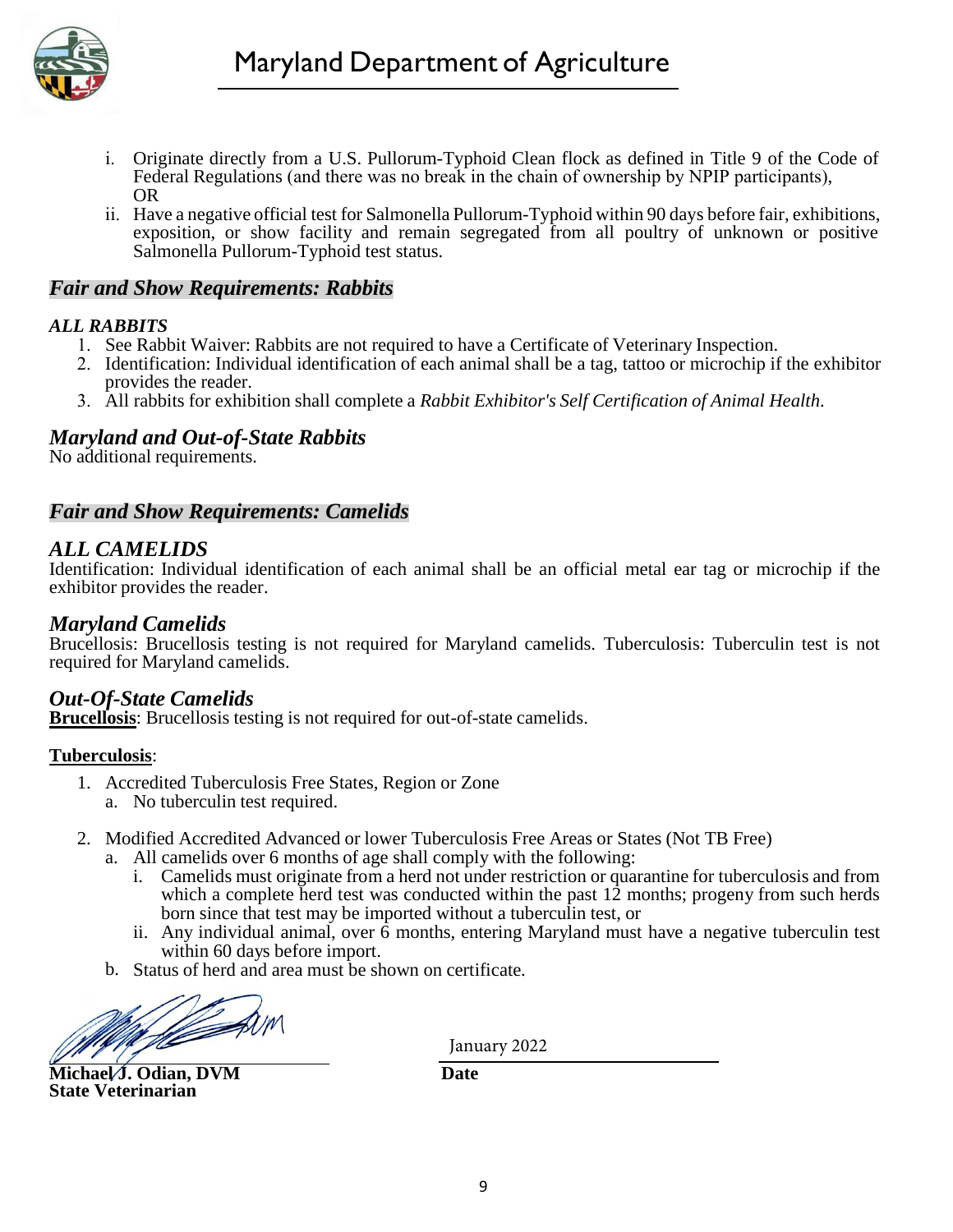i. Originate directly from a U.S. Pullorum-Typhoid Clean flock as defined in Title 9 of the Code of Federal Regulations (and there was no break in the chain of ownership by NPIP participants), OR
ii. Have a negative official test for Salmonella Pullorum-Typhoid within 90 days before fair, exhibitions, exposition, or show facility and remain segregated from all poultry of unknown or positive Salmonella Pullorum-Typhoid test status.

## *Fair and Show Requirements: Rabbits*

***ALL RABBITS***

1. See Rabbit Waiver: Rabbits are not required to have a Certificate of Veterinary Inspection.
2. Identification: Individual identification of each animal shall be a tag, tattoo or microchip if the exhibitor provides the reader.
3. All rabbits for exhibition shall complete a *Rabbit Exhibitor's Self Certification of Animal Health.*

### *Maryland and Out-of-State Rabbits*

No additional requirements.

## *Fair and Show Requirements: Camelids*

### *ALL CAMELIDS*

Identification: Individual identification of each animal shall be an official metal ear tag or microchip if the exhibitor provides the reader.

### *Maryland Camelids*

Brucellosis: Brucellosis testing is not required for Maryland camelids. Tuberculosis: Tuberculin test is not required for Maryland camelids.

### *Out-Of-State Camelids*

**Brucellosis**: Brucellosis testing is not required for out-of-state camelids.

**Tuberculosis**:

1. Accredited Tuberculosis Free States, Region or Zone
   a. No tuberculin test required.

2. Modified Accredited Advanced or lower Tuberculosis Free Areas or States (Not TB Free)
   a. All camelids over 6 months of age shall comply with the following:
      i. Camelids must originate from a herd not under restriction or quarantine for tuberculosis and from which a complete herd test was conducted within the past 12 months; progeny from such herds born since that test may be imported without a tuberculin test, or
      ii. Any individual animal, over 6 months, entering Maryland must have a negative tuberculin test within 60 days before import.
   b. Status of herd and area must be shown on certificate.

**Michael J. Odian, DVM**
**State Veterinarian**

January 2022
**Date**